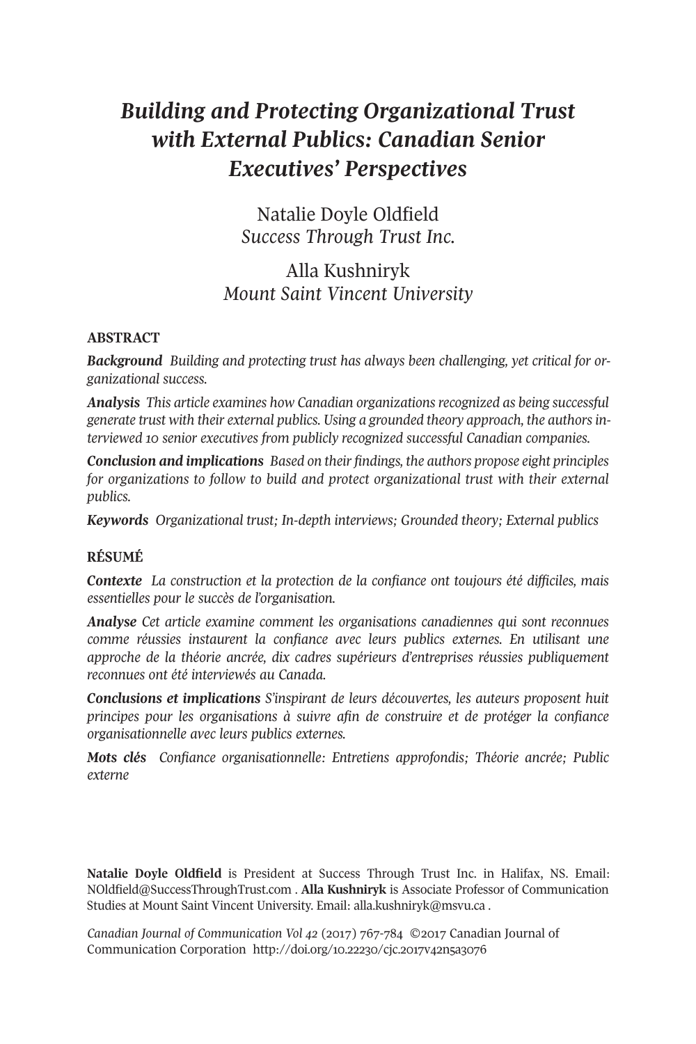# *Building and Protecting Organizational Trust with External Publics: Canadian Senior Executives' Perspectives*

Natalie Doyle Oldfield
*Success Through Trust Inc.*

Alla Kushniryk
*Mount Saint Vincent University*

## ABSTRACT

***Background*** *Building and protecting trust has always been challenging, yet critical for organizational success.*

***Analysis*** *This article examines how Canadian organizations recognized as being successful generate trust with their external publics. Using a grounded theory approach, the authors interviewed 10 senior executives from publicly recognized successful Canadian companies.*

***Conclusion and implications*** *Based on their findings, the authors propose eight principles for organizations to follow to build and protect organizational trust with their external publics.*

***Keywords*** *Organizational trust; In-depth interviews; Grounded theory; External publics*

## RÉSUMÉ

***Contexte*** *La construction et la protection de la confiance ont toujours été difficiles, mais essentielles pour le succès de l'organisation.*

***Analyse*** *Cet article examine comment les organisations canadiennes qui sont reconnues comme réussies instaurent la confiance avec leurs publics externes. En utilisant une approche de la théorie ancrée, dix cadres supérieurs d'entreprises réussies publiquement reconnues ont été interviewés au Canada.*

***Conclusions et implications*** *S'inspirant de leurs découvertes, les auteurs proposent huit principes pour les organisations à suivre afin de construire et de protéger la confiance organisationnelle avec leurs publics externes.*

***Mots clés*** *Confiance organisationnelle: Entretiens approfondis; Théorie ancrée; Public externe*

**Natalie Doyle Oldfield** is President at Success Through Trust Inc. in Halifax, NS. Email: NOldfield@SuccessThroughTrust.com . **Alla Kushniryk** is Associate Professor of Communication Studies at Mount Saint Vincent University. Email: alla.kushniryk@msvu.ca .

*Canadian Journal of Communication Vol 42* (2017) 767-784 ©2017 Canadian Journal of Communication Corporation http://doi.org/10.22230/cjc.2017v42n5a3076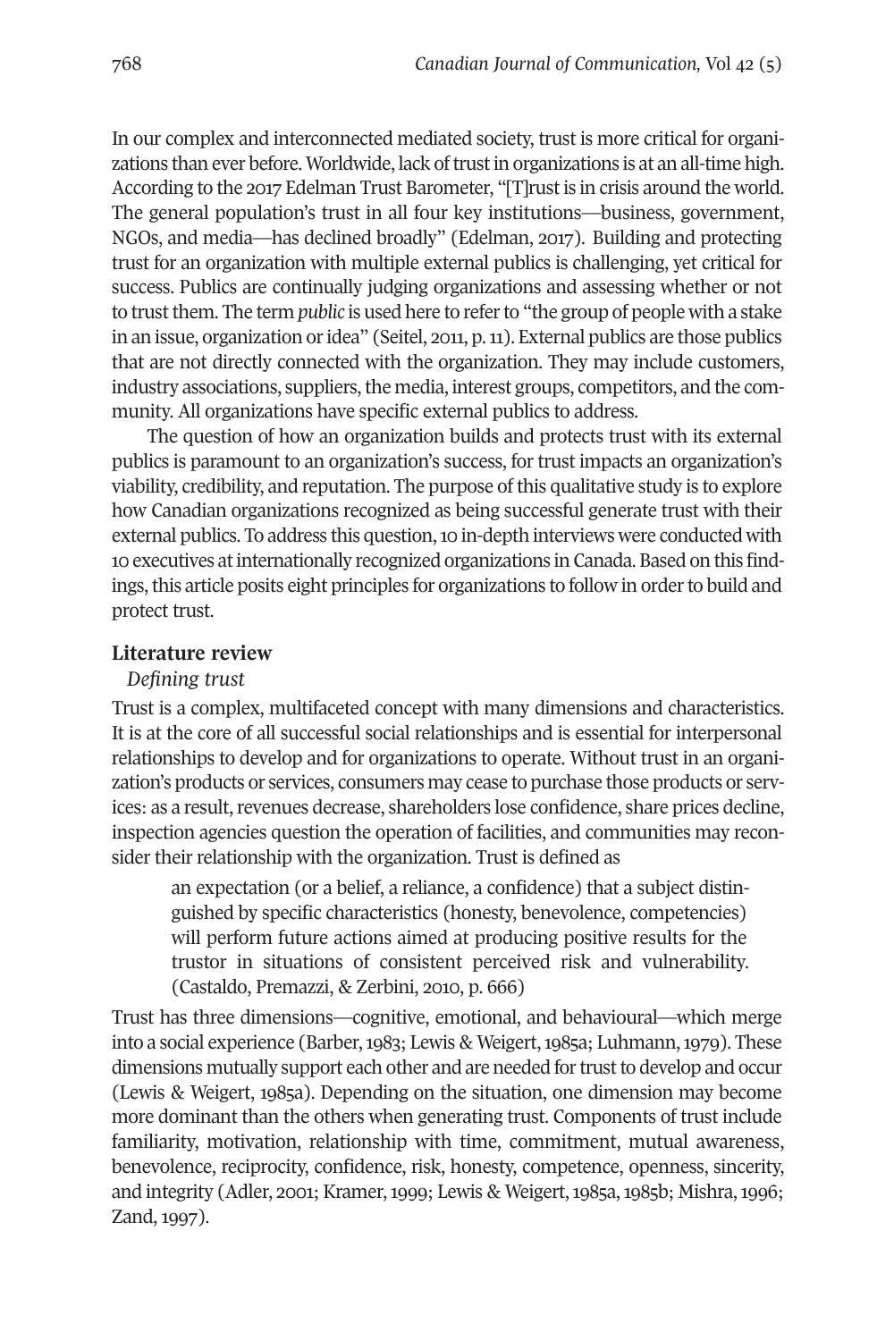In our complex and interconnected mediated society, trust is more critical for organizations than ever before. Worldwide, lack of trust in organizations is at an all-time high. According to the 2017 Edelman Trust Barometer, "[T]rust is in crisis around the world. The general population's trust in all four key institutions—business, government, NGOs, and media—has declined broadly" (Edelman, 2017). Building and protecting trust for an organization with multiple external publics is challenging, yet critical for success. Publics are continually judging organizations and assessing whether or not to trust them. The term *public* is used here to refer to "the group of people with a stake in an issue, organization or idea" (Seitel, 2011, p. 11). External publics are those publics that are not directly connected with the organization. They may include customers, industry associations, suppliers, the media, interest groups, competitors, and the community. All organizations have specific external publics to address.

The question of how an organization builds and protects trust with its external publics is paramount to an organization's success, for trust impacts an organization's viability, credibility, and reputation. The purpose of this qualitative study is to explore how Canadian organizations recognized as being successful generate trust with their external publics. To address this question, 10 in-depth interviews were conducted with 10 executives at internationally recognized organizations in Canada. Based on this findings, this article posits eight principles for organizations to follow in order to build and protect trust.

## Literature review

### *Defining trust*

Trust is a complex, multifaceted concept with many dimensions and characteristics. It is at the core of all successful social relationships and is essential for interpersonal relationships to develop and for organizations to operate. Without trust in an organization's products or services, consumers may cease to purchase those products or services: as a result, revenues decrease, shareholders lose confidence, share prices decline, inspection agencies question the operation of facilities, and communities may reconsider their relationship with the organization. Trust is defined as

> an expectation (or a belief, a reliance, a confidence) that a subject distinguished by specific characteristics (honesty, benevolence, competencies) will perform future actions aimed at producing positive results for the trustor in situations of consistent perceived risk and vulnerability. (Castaldo, Premazzi, & Zerbini, 2010, p. 666)

Trust has three dimensions—cognitive, emotional, and behavioural—which merge into a social experience (Barber, 1983; Lewis & Weigert, 1985a; Luhmann, 1979). These dimensions mutually support each other and are needed for trust to develop and occur (Lewis & Weigert, 1985a). Depending on the situation, one dimension may become more dominant than the others when generating trust. Components of trust include familiarity, motivation, relationship with time, commitment, mutual awareness, benevolence, reciprocity, confidence, risk, honesty, competence, openness, sincerity, and integrity (Adler, 2001; Kramer, 1999; Lewis & Weigert, 1985a, 1985b; Mishra, 1996; Zand, 1997).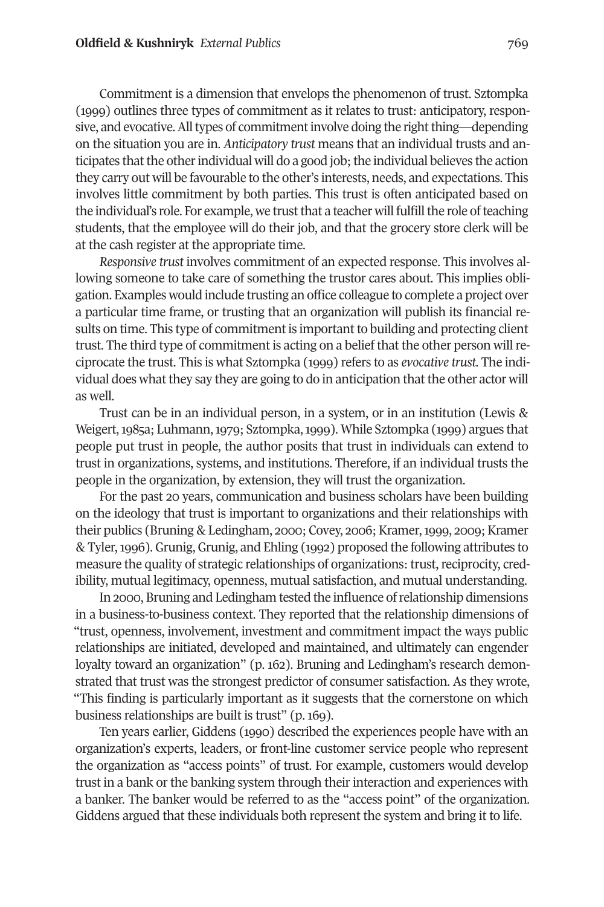Commitment is a dimension that envelops the phenomenon of trust. Sztompka (1999) outlines three types of commitment as it relates to trust: anticipatory, responsive, and evocative. All types of commitment involve doing the right thing—depending on the situation you are in. *Anticipatory trust* means that an individual trusts and anticipates that the other individual will do a good job; the individual believes the action they carry out will be favourable to the other's interests, needs, and expectations. This involves little commitment by both parties. This trust is often anticipated based on the individual's role. For example, we trust that a teacher will fulfill the role of teaching students, that the employee will do their job, and that the grocery store clerk will be at the cash register at the appropriate time.

*Responsive trust* involves commitment of an expected response. This involves allowing someone to take care of something the trustor cares about. This implies obligation. Examples would include trusting an office colleague to complete a project over a particular time frame, or trusting that an organization will publish its financial results on time. This type of commitment is important to building and protecting client trust. The third type of commitment is acting on a belief that the other person will reciprocate the trust. This is what Sztompka (1999) refers to as *evocative trust*. The individual does what they say they are going to do in anticipation that the other actor will as well.

Trust can be in an individual person, in a system, or in an institution (Lewis & Weigert, 1985a; Luhmann, 1979; Sztompka, 1999). While Sztompka (1999) argues that people put trust in people, the author posits that trust in individuals can extend to trust in organizations, systems, and institutions. Therefore, if an individual trusts the people in the organization, by extension, they will trust the organization.

For the past 20 years, communication and business scholars have been building on the ideology that trust is important to organizations and their relationships with their publics (Bruning & Ledingham, 2000; Covey, 2006; Kramer, 1999, 2009; Kramer & Tyler, 1996). Grunig, Grunig, and Ehling (1992) proposed the following attributes to measure the quality of strategic relationships of organizations: trust, reciprocity, credibility, mutual legitimacy, openness, mutual satisfaction, and mutual understanding.

In 2000, Bruning and Ledingham tested the influence of relationship dimensions in a business-to-business context. They reported that the relationship dimensions of "trust, openness, involvement, investment and commitment impact the ways public relationships are initiated, developed and maintained, and ultimately can engender loyalty toward an organization" (p. 162). Bruning and Ledingham's research demonstrated that trust was the strongest predictor of consumer satisfaction. As they wrote, "This finding is particularly important as it suggests that the cornerstone on which business relationships are built is trust" (p. 169).

Ten years earlier, Giddens (1990) described the experiences people have with an organization's experts, leaders, or front-line customer service people who represent the organization as "access points" of trust. For example, customers would develop trust in a bank or the banking system through their interaction and experiences with a banker. The banker would be referred to as the "access point" of the organization. Giddens argued that these individuals both represent the system and bring it to life.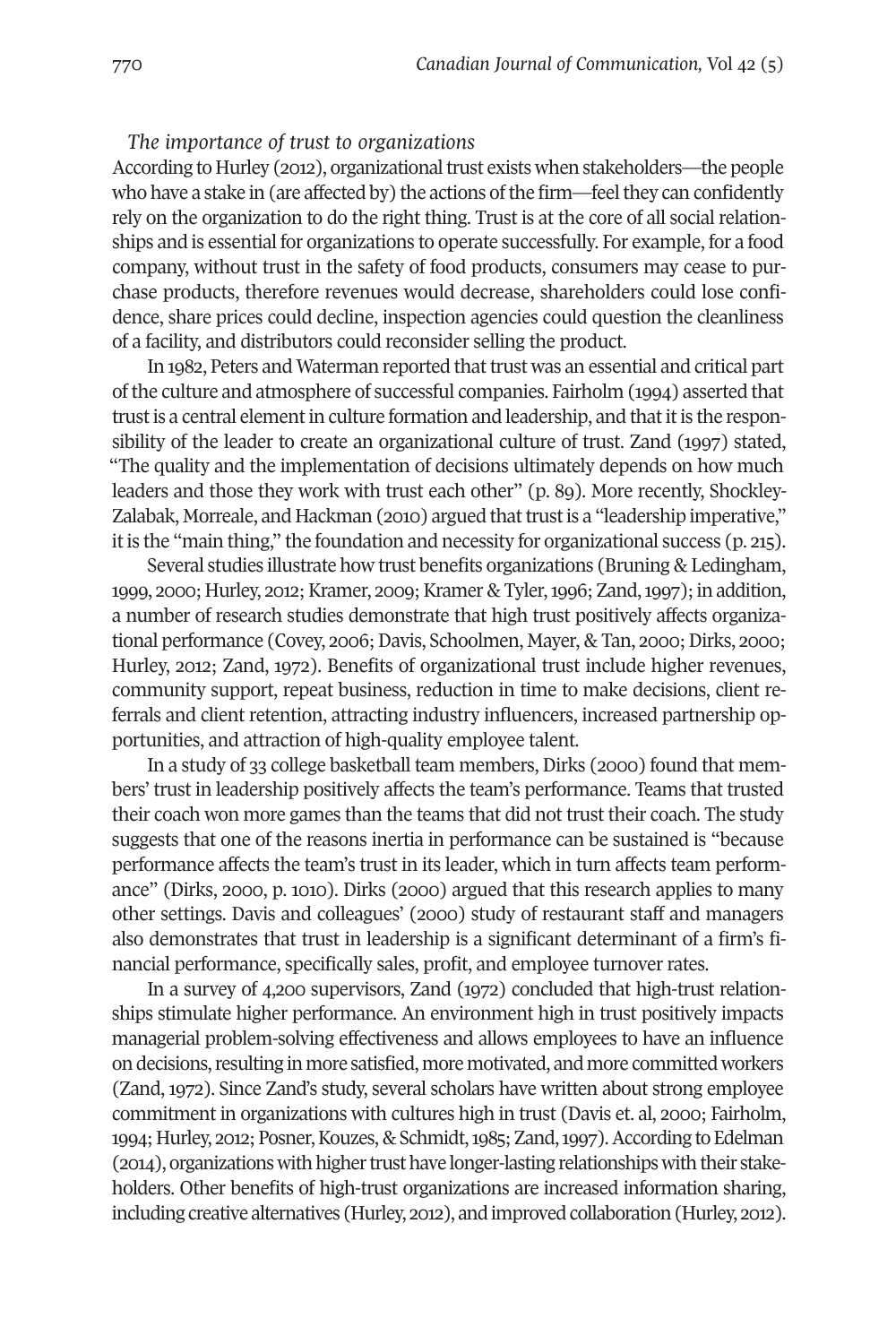*The importance of trust to organizations*

According to Hurley (2012), organizational trust exists when stakeholders—the people who have a stake in (are affected by) the actions of the firm—feel they can confidently rely on the organization to do the right thing. Trust is at the core of all social relationships and is essential for organizations to operate successfully. For example, for a food company, without trust in the safety of food products, consumers may cease to purchase products, therefore revenues would decrease, shareholders could lose confidence, share prices could decline, inspection agencies could question the cleanliness of a facility, and distributors could reconsider selling the product.

In 1982, Peters and Waterman reported that trust was an essential and critical part of the culture and atmosphere of successful companies. Fairholm (1994) asserted that trust is a central element in culture formation and leadership, and that it is the responsibility of the leader to create an organizational culture of trust. Zand (1997) stated, "The quality and the implementation of decisions ultimately depends on how much leaders and those they work with trust each other" (p. 89). More recently, Shockley-Zalabak, Morreale, and Hackman (2010) argued that trust is a "leadership imperative," it is the "main thing," the foundation and necessity for organizational success (p. 215).

Several studies illustrate how trust benefits organizations (Bruning & Ledingham, 1999, 2000; Hurley, 2012; Kramer, 2009; Kramer & Tyler, 1996; Zand, 1997); in addition, a number of research studies demonstrate that high trust positively affects organizational performance (Covey, 2006; Davis, Schoolmen, Mayer, & Tan, 2000; Dirks, 2000; Hurley, 2012; Zand, 1972). Benefits of organizational trust include higher revenues, community support, repeat business, reduction in time to make decisions, client referrals and client retention, attracting industry influencers, increased partnership opportunities, and attraction of high-quality employee talent.

In a study of 33 college basketball team members, Dirks (2000) found that members' trust in leadership positively affects the team's performance. Teams that trusted their coach won more games than the teams that did not trust their coach. The study suggests that one of the reasons inertia in performance can be sustained is "because performance affects the team's trust in its leader, which in turn affects team performance" (Dirks, 2000, p. 1010). Dirks (2000) argued that this research applies to many other settings. Davis and colleagues' (2000) study of restaurant staff and managers also demonstrates that trust in leadership is a significant determinant of a firm's financial performance, specifically sales, profit, and employee turnover rates.

In a survey of 4,200 supervisors, Zand (1972) concluded that high-trust relationships stimulate higher performance. An environment high in trust positively impacts managerial problem-solving effectiveness and allows employees to have an influence on decisions, resulting in more satisfied, more motivated, and more committed workers (Zand, 1972). Since Zand's study, several scholars have written about strong employee commitment in organizations with cultures high in trust (Davis et. al, 2000; Fairholm, 1994; Hurley, 2012; Posner, Kouzes, & Schmidt, 1985; Zand, 1997). According to Edelman (2014), organizations with higher trust have longer-lasting relationships with their stakeholders. Other benefits of high-trust organizations are increased information sharing, including creative alternatives (Hurley, 2012), and improved collaboration (Hurley, 2012).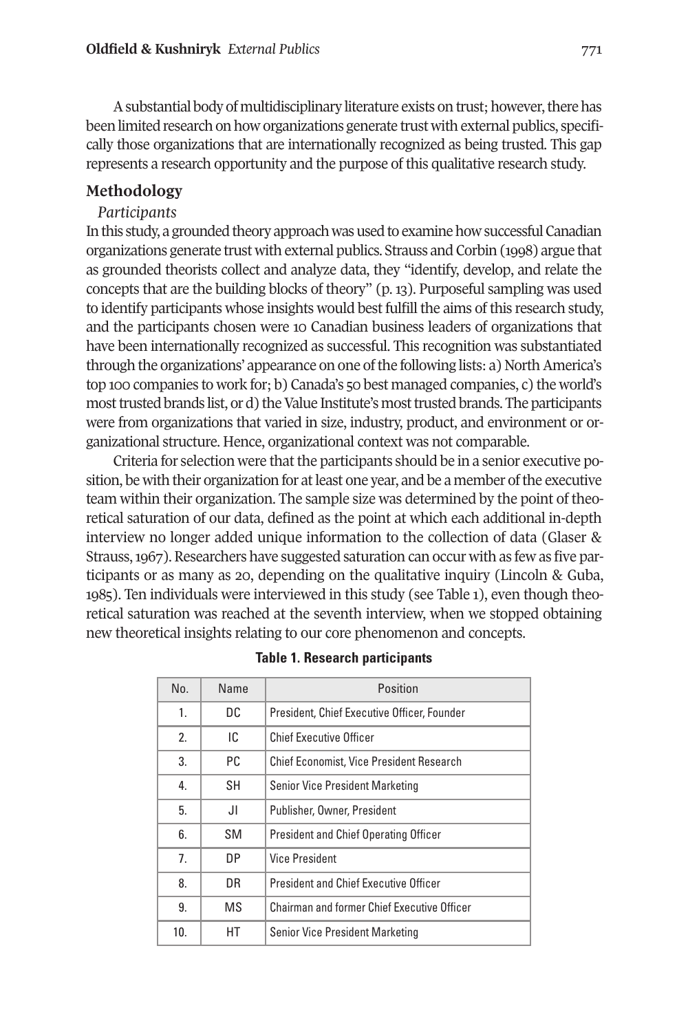A substantial body of multidisciplinary literature exists on trust; however, there has been limited research on how organizations generate trust with external publics, specifically those organizations that are internationally recognized as being trusted. This gap represents a research opportunity and the purpose of this qualitative research study.

## Methodology

### *Participants*

In this study, a grounded theory approach was used to examine how successful Canadian organizations generate trust with external publics. Strauss and Corbin (1998) argue that as grounded theorists collect and analyze data, they "identify, develop, and relate the concepts that are the building blocks of theory" (p. 13). Purposeful sampling was used to identify participants whose insights would best fulfill the aims of this research study, and the participants chosen were 10 Canadian business leaders of organizations that have been internationally recognized as successful. This recognition was substantiated through the organizations' appearance on one of the following lists: a) North America's top 100 companies to work for; b) Canada's 50 best managed companies, c) the world's most trusted brands list, or d) the Value Institute's most trusted brands. The participants were from organizations that varied in size, industry, product, and environment or organizational structure. Hence, organizational context was not comparable.

Criteria for selection were that the participants should be in a senior executive position, be with their organization for at least one year, and be a member of the executive team within their organization. The sample size was determined by the point of theoretical saturation of our data, defined as the point at which each additional in-depth interview no longer added unique information to the collection of data (Glaser & Strauss, 1967). Researchers have suggested saturation can occur with as few as five participants or as many as 20, depending on the qualitative inquiry (Lincoln & Guba, 1985). Ten individuals were interviewed in this study (see Table 1), even though theoretical saturation was reached at the seventh interview, when we stopped obtaining new theoretical insights relating to our core phenomenon and concepts.

**Table 1. Research participants**

| No. | Name | Position |
|---|---|---|
| 1. | DC | President, Chief Executive Officer, Founder |
| 2. | IC | Chief Executive Officer |
| 3. | PC | Chief Economist, Vice President Research |
| 4. | SH | Senior Vice President Marketing |
| 5. | JI | Publisher, Owner, President |
| 6. | SM | President and Chief Operating Officer |
| 7. | DP | Vice President |
| 8. | DR | President and Chief Executive Officer |
| 9. | MS | Chairman and former Chief Executive Officer |
| 10. | HT | Senior Vice President Marketing |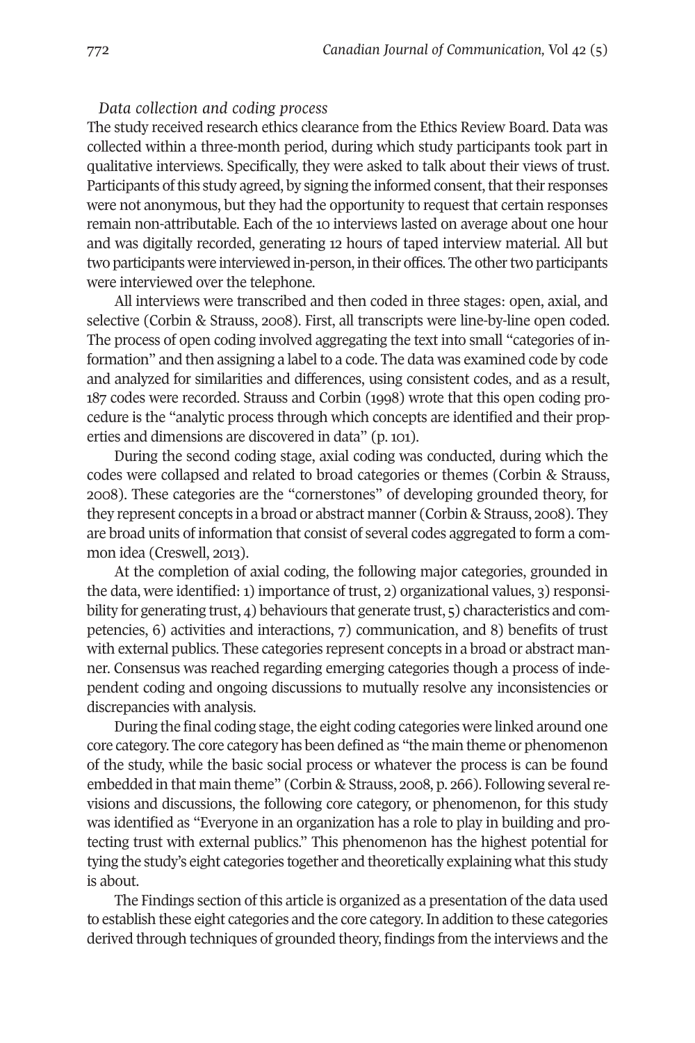*Data collection and coding process*

The study received research ethics clearance from the Ethics Review Board. Data was collected within a three-month period, during which study participants took part in qualitative interviews. Specifically, they were asked to talk about their views of trust. Participants of this study agreed, by signing the informed consent, that their responses were not anonymous, but they had the opportunity to request that certain responses remain non-attributable. Each of the 10 interviews lasted on average about one hour and was digitally recorded, generating 12 hours of taped interview material. All but two participants were interviewed in-person, in their offices. The other two participants were interviewed over the telephone.

All interviews were transcribed and then coded in three stages: open, axial, and selective (Corbin & Strauss, 2008). First, all transcripts were line-by-line open coded. The process of open coding involved aggregating the text into small "categories of information" and then assigning a label to a code. The data was examined code by code and analyzed for similarities and differences, using consistent codes, and as a result, 187 codes were recorded. Strauss and Corbin (1998) wrote that this open coding procedure is the "analytic process through which concepts are identified and their properties and dimensions are discovered in data" (p. 101).

During the second coding stage, axial coding was conducted, during which the codes were collapsed and related to broad categories or themes (Corbin & Strauss, 2008). These categories are the "cornerstones" of developing grounded theory, for they represent concepts in a broad or abstract manner (Corbin & Strauss, 2008). They are broad units of information that consist of several codes aggregated to form a common idea (Creswell, 2013).

At the completion of axial coding, the following major categories, grounded in the data, were identified: 1) importance of trust, 2) organizational values, 3) responsibility for generating trust, 4) behaviours that generate trust, 5) characteristics and competencies, 6) activities and interactions, 7) communication, and 8) benefits of trust with external publics. These categories represent concepts in a broad or abstract manner. Consensus was reached regarding emerging categories though a process of independent coding and ongoing discussions to mutually resolve any inconsistencies or discrepancies with analysis.

During the final coding stage, the eight coding categories were linked around one core category. The core category has been defined as "the main theme or phenomenon of the study, while the basic social process or whatever the process is can be found embedded in that main theme" (Corbin & Strauss, 2008, p. 266). Following several revisions and discussions, the following core category, or phenomenon, for this study was identified as "Everyone in an organization has a role to play in building and protecting trust with external publics." This phenomenon has the highest potential for tying the study's eight categories together and theoretically explaining what this study is about.

The Findings section of this article is organized as a presentation of the data used to establish these eight categories and the core category. In addition to these categories derived through techniques of grounded theory, findings from the interviews and the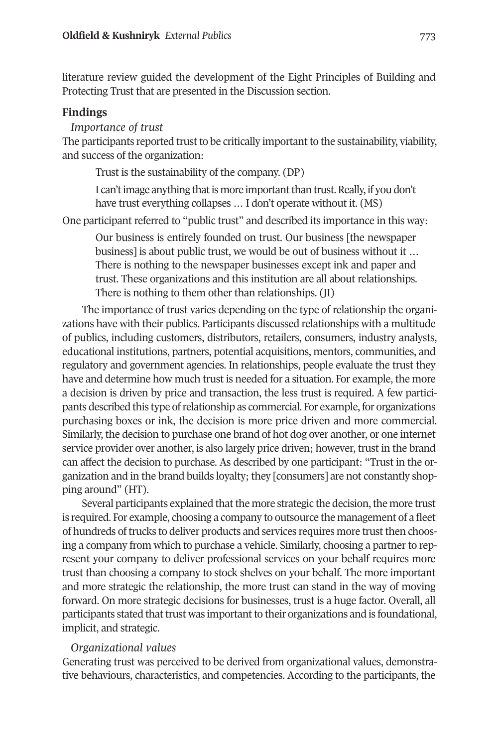literature review guided the development of the Eight Principles of Building and Protecting Trust that are presented in the Discussion section.

## Findings

### *Importance of trust*

The participants reported trust to be critically important to the sustainability, viability, and success of the organization:

> Trust is the sustainability of the company. (DP)
>
> I can't image anything that is more important than trust. Really, if you don't have trust everything collapses … I don't operate without it. (MS)

One participant referred to "public trust" and described its importance in this way:

> Our business is entirely founded on trust. Our business [the newspaper business] is about public trust, we would be out of business without it … There is nothing to the newspaper businesses except ink and paper and trust. These organizations and this institution are all about relationships. There is nothing to them other than relationships. (JI)

The importance of trust varies depending on the type of relationship the organizations have with their publics. Participants discussed relationships with a multitude of publics, including customers, distributors, retailers, consumers, industry analysts, educational institutions, partners, potential acquisitions, mentors, communities, and regulatory and government agencies. In relationships, people evaluate the trust they have and determine how much trust is needed for a situation. For example, the more a decision is driven by price and transaction, the less trust is required. A few participants described this type of relationship as commercial. For example, for organizations purchasing boxes or ink, the decision is more price driven and more commercial. Similarly, the decision to purchase one brand of hot dog over another, or one internet service provider over another, is also largely price driven; however, trust in the brand can affect the decision to purchase. As described by one participant: "Trust in the organization and in the brand builds loyalty; they [consumers] are not constantly shopping around" (HT).

Several participants explained that the more strategic the decision, the more trust is required. For example, choosing a company to outsource the management of a fleet of hundreds of trucks to deliver products and services requires more trust then choosing a company from which to purchase a vehicle. Similarly, choosing a partner to represent your company to deliver professional services on your behalf requires more trust than choosing a company to stock shelves on your behalf. The more important and more strategic the relationship, the more trust can stand in the way of moving forward. On more strategic decisions for businesses, trust is a huge factor. Overall, all participants stated that trust was important to their organizations and is foundational, implicit, and strategic.

### *Organizational values*

Generating trust was perceived to be derived from organizational values, demonstrative behaviours, characteristics, and competencies. According to the participants, the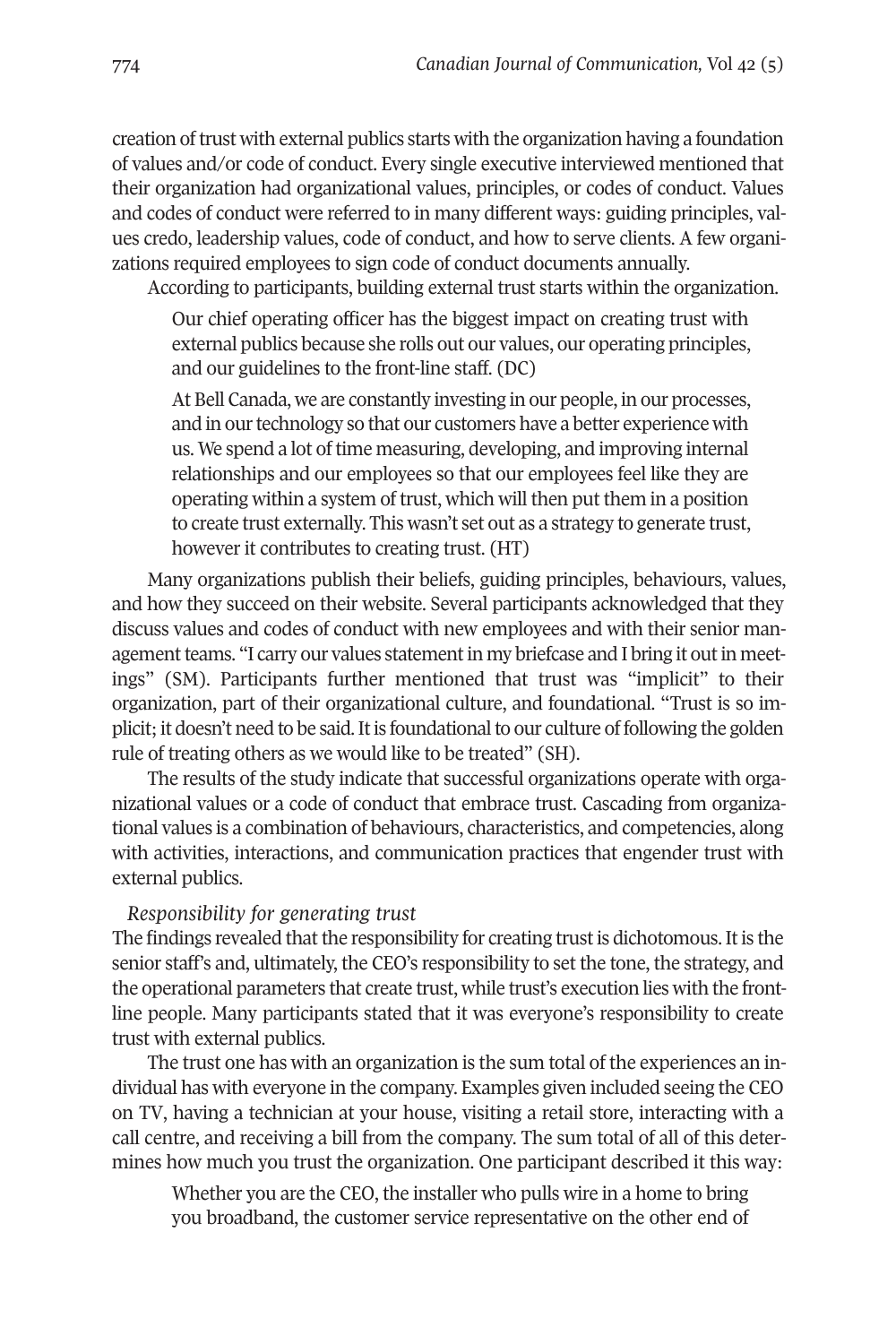creation of trust with external publics starts with the organization having a foundation of values and/or code of conduct. Every single executive interviewed mentioned that their organization had organizational values, principles, or codes of conduct. Values and codes of conduct were referred to in many different ways: guiding principles, values credo, leadership values, code of conduct, and how to serve clients. A few organizations required employees to sign code of conduct documents annually.

According to participants, building external trust starts within the organization.

> Our chief operating officer has the biggest impact on creating trust with external publics because she rolls out our values, our operating principles, and our guidelines to the front-line staff. (DC)
>
> At Bell Canada, we are constantly investing in our people, in our processes, and in our technology so that our customers have a better experience with us. We spend a lot of time measuring, developing, and improving internal relationships and our employees so that our employees feel like they are operating within a system of trust, which will then put them in a position to create trust externally. This wasn't set out as a strategy to generate trust, however it contributes to creating trust. (HT)

Many organizations publish their beliefs, guiding principles, behaviours, values, and how they succeed on their website. Several participants acknowledged that they discuss values and codes of conduct with new employees and with their senior management teams. "I carry our values statement in my briefcase and I bring it out in meetings" (SM). Participants further mentioned that trust was "implicit" to their organization, part of their organizational culture, and foundational. "Trust is so implicit; it doesn't need to be said. It is foundational to our culture of following the golden rule of treating others as we would like to be treated" (SH).

The results of the study indicate that successful organizations operate with organizational values or a code of conduct that embrace trust. Cascading from organizational values is a combination of behaviours, characteristics, and competencies, along with activities, interactions, and communication practices that engender trust with external publics.

*Responsibility for generating trust*

The findings revealed that the responsibility for creating trust is dichotomous. It is the senior staff's and, ultimately, the CEO's responsibility to set the tone, the strategy, and the operational parameters that create trust, while trust's execution lies with the front-line people. Many participants stated that it was everyone's responsibility to create trust with external publics.

The trust one has with an organization is the sum total of the experiences an individual has with everyone in the company. Examples given included seeing the CEO on TV, having a technician at your house, visiting a retail store, interacting with a call centre, and receiving a bill from the company. The sum total of all of this determines how much you trust the organization. One participant described it this way:

> Whether you are the CEO, the installer who pulls wire in a home to bring you broadband, the customer service representative on the other end of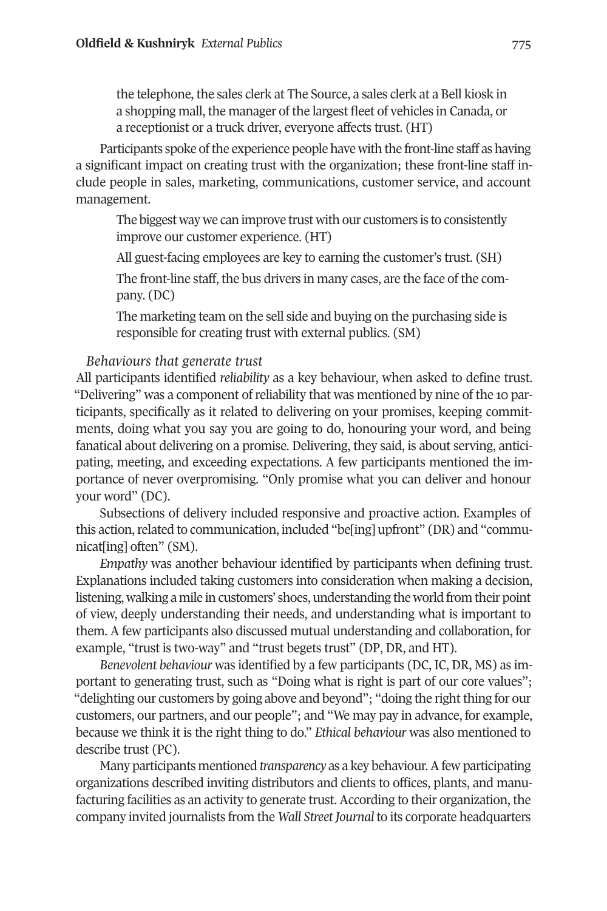> the telephone, the sales clerk at The Source, a sales clerk at a Bell kiosk in a shopping mall, the manager of the largest fleet of vehicles in Canada, or a receptionist or a truck driver, everyone affects trust. (HT)

Participants spoke of the experience people have with the front-line staff as having a significant impact on creating trust with the organization; these front-line staff include people in sales, marketing, communications, customer service, and account management.

> The biggest way we can improve trust with our customers is to consistently improve our customer experience. (HT)
>
> All guest-facing employees are key to earning the customer's trust. (SH)
>
> The front-line staff, the bus drivers in many cases, are the face of the company. (DC)
>
> The marketing team on the sell side and buying on the purchasing side is responsible for creating trust with external publics. (SM)

*Behaviours that generate trust*

All participants identified *reliability* as a key behaviour, when asked to define trust. "Delivering" was a component of reliability that was mentioned by nine of the 10 participants, specifically as it related to delivering on your promises, keeping commitments, doing what you say you are going to do, honouring your word, and being fanatical about delivering on a promise. Delivering, they said, is about serving, anticipating, meeting, and exceeding expectations. A few participants mentioned the importance of never overpromising. "Only promise what you can deliver and honour your word" (DC).

Subsections of delivery included responsive and proactive action. Examples of this action, related to communication, included "be[ing] upfront" (DR) and "communicat[ing] often" (SM).

*Empathy* was another behaviour identified by participants when defining trust. Explanations included taking customers into consideration when making a decision, listening, walking a mile in customers' shoes, understanding the world from their point of view, deeply understanding their needs, and understanding what is important to them. A few participants also discussed mutual understanding and collaboration, for example, "trust is two-way" and "trust begets trust" (DP, DR, and HT).

*Benevolent behaviour* was identified by a few participants (DC, IC, DR, MS) as important to generating trust, such as "Doing what is right is part of our core values"; "delighting our customers by going above and beyond"; "doing the right thing for our customers, our partners, and our people"; and "We may pay in advance, for example, because we think it is the right thing to do." *Ethical behaviour* was also mentioned to describe trust (PC).

Many participants mentioned *transparency* as a key behaviour. A few participating organizations described inviting distributors and clients to offices, plants, and manufacturing facilities as an activity to generate trust. According to their organization, the company invited journalists from the *Wall Street Journal* to its corporate headquarters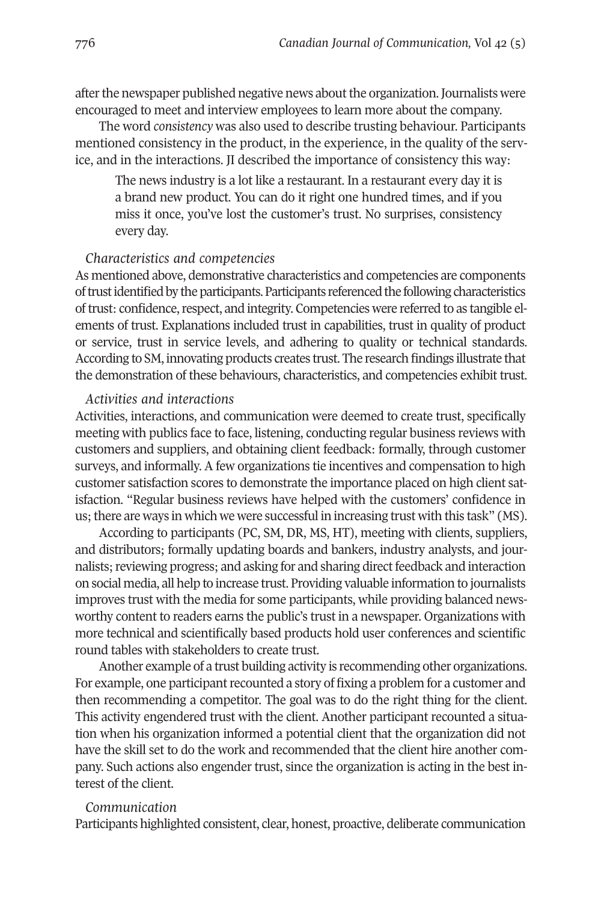after the newspaper published negative news about the organization. Journalists were encouraged to meet and interview employees to learn more about the company.

The word *consistency* was also used to describe trusting behaviour. Participants mentioned consistency in the product, in the experience, in the quality of the service, and in the interactions. JI described the importance of consistency this way:

> The news industry is a lot like a restaurant. In a restaurant every day it is a brand new product. You can do it right one hundred times, and if you miss it once, you've lost the customer's trust. No surprises, consistency every day.

### *Characteristics and competencies*

As mentioned above, demonstrative characteristics and competencies are components of trust identified by the participants. Participants referenced the following characteristics of trust: confidence, respect, and integrity. Competencies were referred to as tangible elements of trust. Explanations included trust in capabilities, trust in quality of product or service, trust in service levels, and adhering to quality or technical standards. According to SM, innovating products creates trust. The research findings illustrate that the demonstration of these behaviours, characteristics, and competencies exhibit trust.

### *Activities and interactions*

Activities, interactions, and communication were deemed to create trust, specifically meeting with publics face to face, listening, conducting regular business reviews with customers and suppliers, and obtaining client feedback: formally, through customer surveys, and informally. A few organizations tie incentives and compensation to high customer satisfaction scores to demonstrate the importance placed on high client satisfaction. "Regular business reviews have helped with the customers' confidence in us; there are ways in which we were successful in increasing trust with this task" (MS).

According to participants (PC, SM, DR, MS, HT), meeting with clients, suppliers, and distributors; formally updating boards and bankers, industry analysts, and journalists; reviewing progress; and asking for and sharing direct feedback and interaction on social media, all help to increase trust. Providing valuable information to journalists improves trust with the media for some participants, while providing balanced newsworthy content to readers earns the public's trust in a newspaper. Organizations with more technical and scientifically based products hold user conferences and scientific round tables with stakeholders to create trust.

Another example of a trust building activity is recommending other organizations. For example, one participant recounted a story of fixing a problem for a customer and then recommending a competitor. The goal was to do the right thing for the client. This activity engendered trust with the client. Another participant recounted a situation when his organization informed a potential client that the organization did not have the skill set to do the work and recommended that the client hire another company. Such actions also engender trust, since the organization is acting in the best interest of the client.

### *Communication*

Participants highlighted consistent, clear, honest, proactive, deliberate communication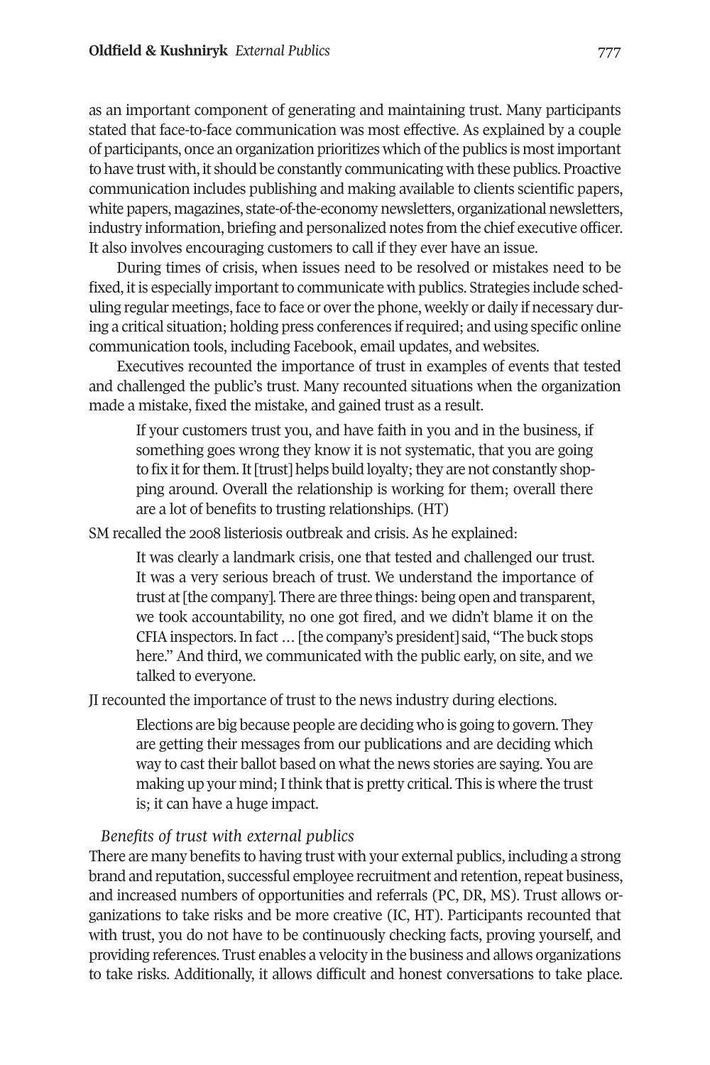as an important component of generating and maintaining trust. Many participants stated that face-to-face communication was most effective. As explained by a couple of participants, once an organization prioritizes which of the publics is most important to have trust with, it should be constantly communicating with these publics. Proactive communication includes publishing and making available to clients scientific papers, white papers, magazines, state-of-the-economy newsletters, organizational newsletters, industry information, briefing and personalized notes from the chief executive officer. It also involves encouraging customers to call if they ever have an issue.

During times of crisis, when issues need to be resolved or mistakes need to be fixed, it is especially important to communicate with publics. Strategies include scheduling regular meetings, face to face or over the phone, weekly or daily if necessary during a critical situation; holding press conferences if required; and using specific online communication tools, including Facebook, email updates, and websites.

Executives recounted the importance of trust in examples of events that tested and challenged the public's trust. Many recounted situations when the organization made a mistake, fixed the mistake, and gained trust as a result.

> If your customers trust you, and have faith in you and in the business, if something goes wrong they know it is not systematic, that you are going to fix it for them. It [trust] helps build loyalty; they are not constantly shopping around. Overall the relationship is working for them; overall there are a lot of benefits to trusting relationships. (HT)

SM recalled the 2008 listeriosis outbreak and crisis. As he explained:

> It was clearly a landmark crisis, one that tested and challenged our trust. It was a very serious breach of trust. We understand the importance of trust at [the company]. There are three things: being open and transparent, we took accountability, no one got fired, and we didn't blame it on the CFIA inspectors. In fact … [the company's president] said, "The buck stops here." And third, we communicated with the public early, on site, and we talked to everyone.

JI recounted the importance of trust to the news industry during elections.

> Elections are big because people are deciding who is going to govern. They are getting their messages from our publications and are deciding which way to cast their ballot based on what the news stories are saying. You are making up your mind; I think that is pretty critical. This is where the trust is; it can have a huge impact.

*Benefits of trust with external publics*

There are many benefits to having trust with your external publics, including a strong brand and reputation, successful employee recruitment and retention, repeat business, and increased numbers of opportunities and referrals (PC, DR, MS). Trust allows organizations to take risks and be more creative (IC, HT). Participants recounted that with trust, you do not have to be continuously checking facts, proving yourself, and providing references. Trust enables a velocity in the business and allows organizations to take risks. Additionally, it allows difficult and honest conversations to take place.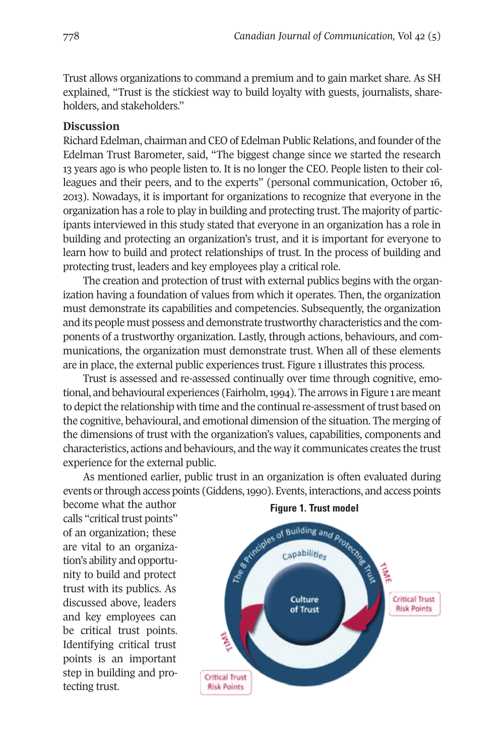Trust allows organizations to command a premium and to gain market share. As SH explained, "Trust is the stickiest way to build loyalty with guests, journalists, shareholders, and stakeholders."

## Discussion

Richard Edelman, chairman and CEO of Edelman Public Relations, and founder of the Edelman Trust Barometer, said, "The biggest change since we started the research 13 years ago is who people listen to. It is no longer the CEO. People listen to their colleagues and their peers, and to the experts" (personal communication, October 16, 2013). Nowadays, it is important for organizations to recognize that everyone in the organization has a role to play in building and protecting trust. The majority of participants interviewed in this study stated that everyone in an organization has a role in building and protecting an organization's trust, and it is important for everyone to learn how to build and protect relationships of trust. In the process of building and protecting trust, leaders and key employees play a critical role.

The creation and protection of trust with external publics begins with the organization having a foundation of values from which it operates. Then, the organization must demonstrate its capabilities and competencies. Subsequently, the organization and its people must possess and demonstrate trustworthy characteristics and the components of a trustworthy organization. Lastly, through actions, behaviours, and communications, the organization must demonstrate trust. When all of these elements are in place, the external public experiences trust. Figure 1 illustrates this process.

Trust is assessed and re-assessed continually over time through cognitive, emotional, and behavioural experiences (Fairholm, 1994). The arrows in Figure 1 are meant to depict the relationship with time and the continual re-assessment of trust based on the cognitive, behavioural, and emotional dimension of the situation. The merging of the dimensions of trust with the organization's values, capabilities, components and characteristics, actions and behaviours, and the way it communicates creates the trust experience for the external public.

As mentioned earlier, public trust in an organization is often evaluated during events or through access points (Giddens, 1990). Events, interactions, and access points become what the author calls "critical trust points" of an organization; these are vital to an organization's ability and opportunity to build and protect trust with its publics. As discussed above, leaders and key employees can be critical trust points. Identifying critical trust points is an important step in building and protecting trust.

**Figure 1. Trust model**

The 8 Principles of Building and Protecting Trust

Capabilities

Culture of Trust

TIME

TIME

Critical Trust Risk Points

Critical Trust Risk Points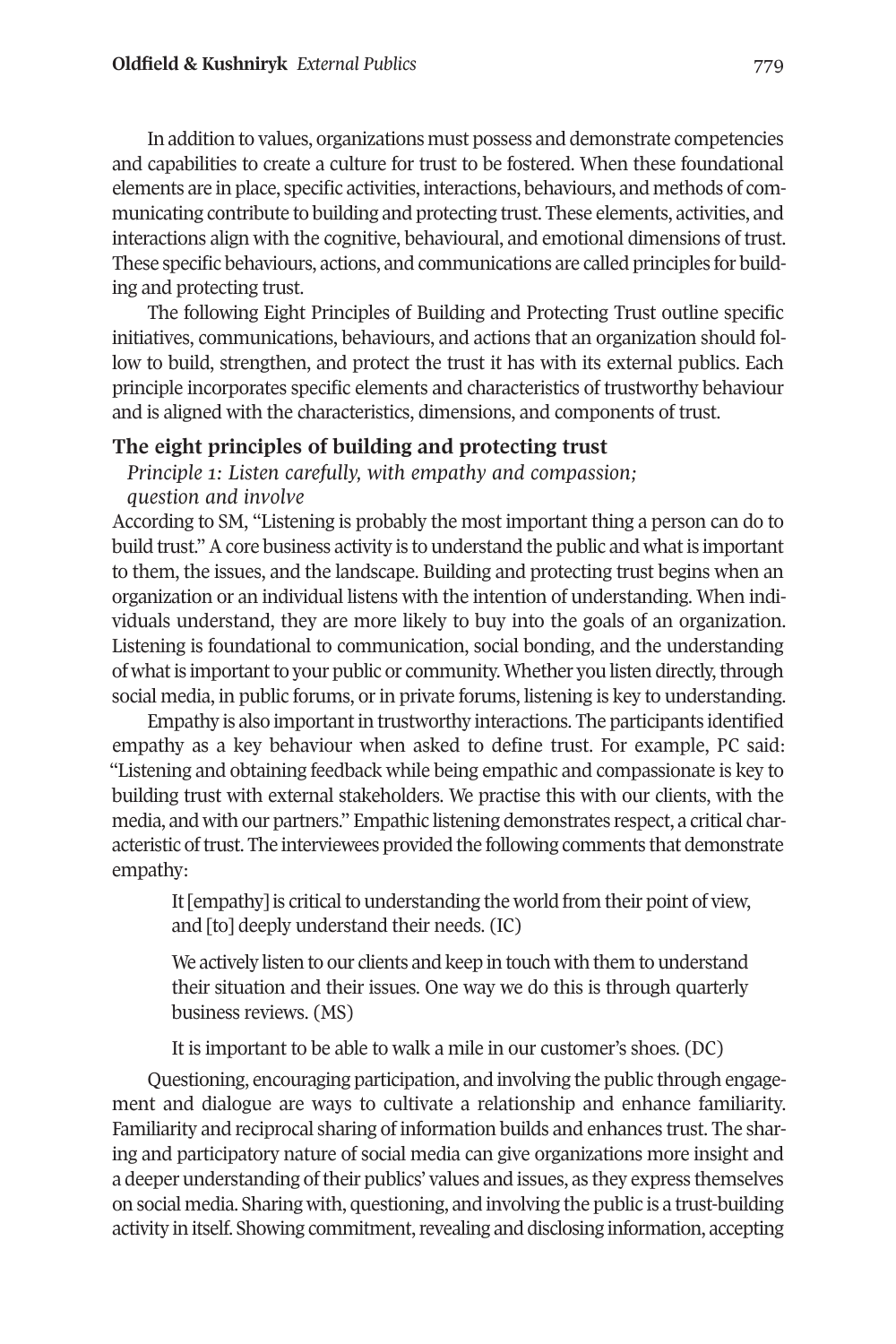In addition to values, organizations must possess and demonstrate competencies and capabilities to create a culture for trust to be fostered. When these foundational elements are in place, specific activities, interactions, behaviours, and methods of communicating contribute to building and protecting trust. These elements, activities, and interactions align with the cognitive, behavioural, and emotional dimensions of trust. These specific behaviours, actions, and communications are called principles for building and protecting trust.

The following Eight Principles of Building and Protecting Trust outline specific initiatives, communications, behaviours, and actions that an organization should follow to build, strengthen, and protect the trust it has with its external publics. Each principle incorporates specific elements and characteristics of trustworthy behaviour and is aligned with the characteristics, dimensions, and components of trust.

## The eight principles of building and protecting trust

### *Principle 1: Listen carefully, with empathy and compassion; question and involve*

According to SM, "Listening is probably the most important thing a person can do to build trust." A core business activity is to understand the public and what is important to them, the issues, and the landscape. Building and protecting trust begins when an organization or an individual listens with the intention of understanding. When individuals understand, they are more likely to buy into the goals of an organization. Listening is foundational to communication, social bonding, and the understanding of what is important to your public or community. Whether you listen directly, through social media, in public forums, or in private forums, listening is key to understanding.

Empathy is also important in trustworthy interactions. The participants identified empathy as a key behaviour when asked to define trust. For example, PC said: "Listening and obtaining feedback while being empathic and compassionate is key to building trust with external stakeholders. We practise this with our clients, with the media, and with our partners." Empathic listening demonstrates respect, a critical characteristic of trust. The interviewees provided the following comments that demonstrate empathy:

> It [empathy] is critical to understanding the world from their point of view, and [to] deeply understand their needs. (IC)

> We actively listen to our clients and keep in touch with them to understand their situation and their issues. One way we do this is through quarterly business reviews. (MS)

> It is important to be able to walk a mile in our customer's shoes. (DC)

Questioning, encouraging participation, and involving the public through engagement and dialogue are ways to cultivate a relationship and enhance familiarity. Familiarity and reciprocal sharing of information builds and enhances trust. The sharing and participatory nature of social media can give organizations more insight and a deeper understanding of their publics' values and issues, as they express themselves on social media. Sharing with, questioning, and involving the public is a trust-building activity in itself. Showing commitment, revealing and disclosing information, accepting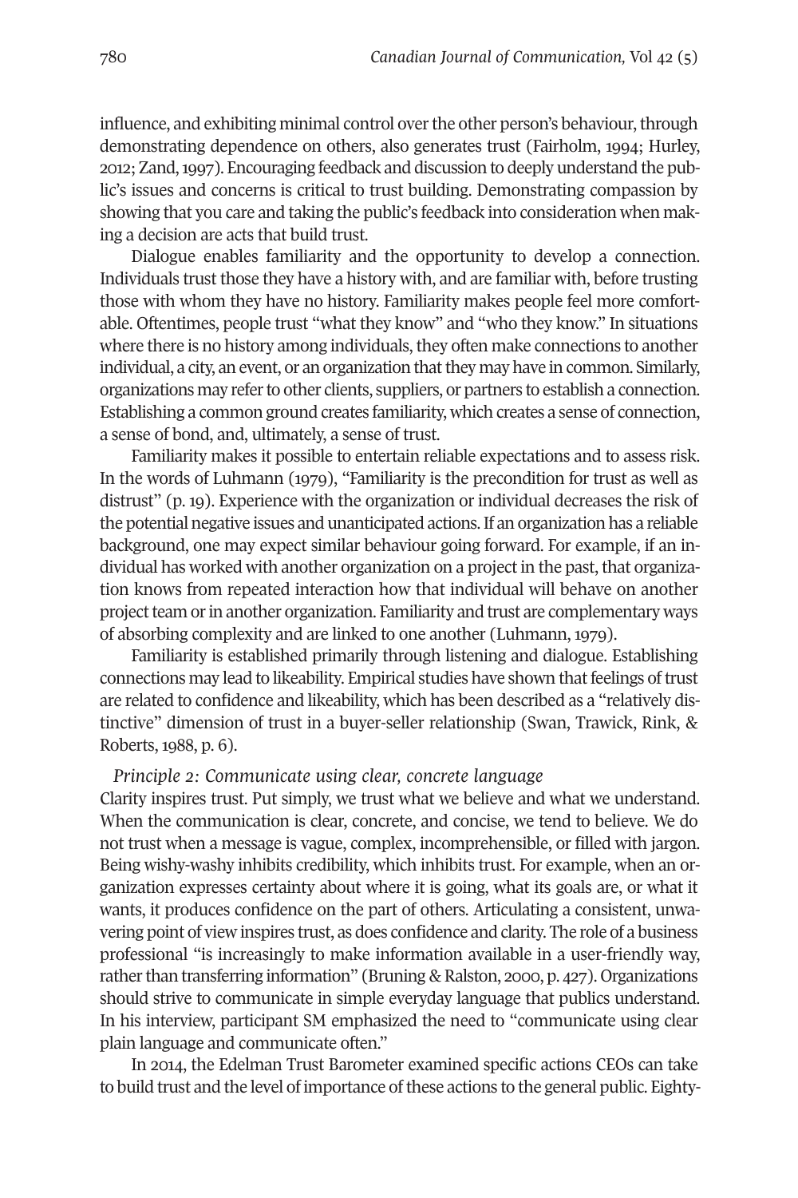influence, and exhibiting minimal control over the other person's behaviour, through demonstrating dependence on others, also generates trust (Fairholm, 1994; Hurley, 2012; Zand, 1997). Encouraging feedback and discussion to deeply understand the public's issues and concerns is critical to trust building. Demonstrating compassion by showing that you care and taking the public's feedback into consideration when making a decision are acts that build trust.

Dialogue enables familiarity and the opportunity to develop a connection. Individuals trust those they have a history with, and are familiar with, before trusting those with whom they have no history. Familiarity makes people feel more comfortable. Oftentimes, people trust "what they know" and "who they know." In situations where there is no history among individuals, they often make connections to another individual, a city, an event, or an organization that they may have in common. Similarly, organizations may refer to other clients, suppliers, or partners to establish a connection. Establishing a common ground creates familiarity, which creates a sense of connection, a sense of bond, and, ultimately, a sense of trust.

Familiarity makes it possible to entertain reliable expectations and to assess risk. In the words of Luhmann (1979), "Familiarity is the precondition for trust as well as distrust" (p. 19). Experience with the organization or individual decreases the risk of the potential negative issues and unanticipated actions. If an organization has a reliable background, one may expect similar behaviour going forward. For example, if an individual has worked with another organization on a project in the past, that organization knows from repeated interaction how that individual will behave on another project team or in another organization. Familiarity and trust are complementary ways of absorbing complexity and are linked to one another (Luhmann, 1979).

Familiarity is established primarily through listening and dialogue. Establishing connections may lead to likeability. Empirical studies have shown that feelings of trust are related to confidence and likeability, which has been described as a "relatively distinctive" dimension of trust in a buyer-seller relationship (Swan, Trawick, Rink, & Roberts, 1988, p. 6).

*Principle 2: Communicate using clear, concrete language*

Clarity inspires trust. Put simply, we trust what we believe and what we understand. When the communication is clear, concrete, and concise, we tend to believe. We do not trust when a message is vague, complex, incomprehensible, or filled with jargon. Being wishy-washy inhibits credibility, which inhibits trust. For example, when an organization expresses certainty about where it is going, what its goals are, or what it wants, it produces confidence on the part of others. Articulating a consistent, unwavering point of view inspires trust, as does confidence and clarity. The role of a business professional "is increasingly to make information available in a user-friendly way, rather than transferring information" (Bruning & Ralston, 2000, p. 427). Organizations should strive to communicate in simple everyday language that publics understand. In his interview, participant SM emphasized the need to "communicate using clear plain language and communicate often."

In 2014, the Edelman Trust Barometer examined specific actions CEOs can take to build trust and the level of importance of these actions to the general public. Eighty-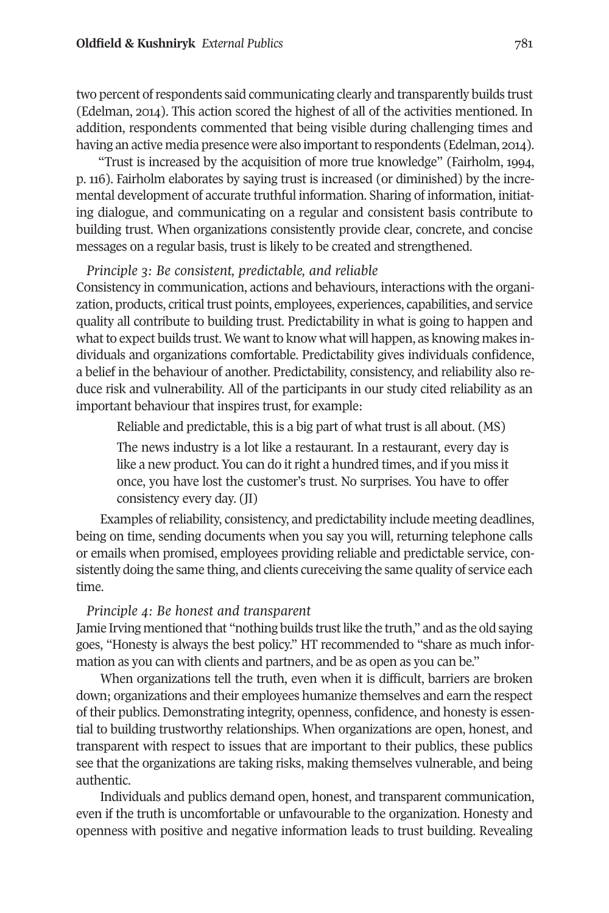two percent of respondents said communicating clearly and transparently builds trust (Edelman, 2014). This action scored the highest of all of the activities mentioned. In addition, respondents commented that being visible during challenging times and having an active media presence were also important to respondents (Edelman, 2014).

"Trust is increased by the acquisition of more true knowledge" (Fairholm, 1994, p. 116). Fairholm elaborates by saying trust is increased (or diminished) by the incremental development of accurate truthful information. Sharing of information, initiating dialogue, and communicating on a regular and consistent basis contribute to building trust. When organizations consistently provide clear, concrete, and concise messages on a regular basis, trust is likely to be created and strengthened.

*Principle 3: Be consistent, predictable, and reliable*

Consistency in communication, actions and behaviours, interactions with the organization, products, critical trust points, employees, experiences, capabilities, and service quality all contribute to building trust. Predictability in what is going to happen and what to expect builds trust. We want to know what will happen, as knowing makes individuals and organizations comfortable. Predictability gives individuals confidence, a belief in the behaviour of another. Predictability, consistency, and reliability also reduce risk and vulnerability. All of the participants in our study cited reliability as an important behaviour that inspires trust, for example:

> Reliable and predictable, this is a big part of what trust is all about. (MS)
>
> The news industry is a lot like a restaurant. In a restaurant, every day is like a new product. You can do it right a hundred times, and if you miss it once, you have lost the customer's trust. No surprises. You have to offer consistency every day. (JI)

Examples of reliability, consistency, and predictability include meeting deadlines, being on time, sending documents when you say you will, returning telephone calls or emails when promised, employees providing reliable and predictable service, consistently doing the same thing, and clients cureceiving the same quality of service each time.

*Principle 4: Be honest and transparent*

Jamie Irving mentioned that "nothing builds trust like the truth," and as the old saying goes, "Honesty is always the best policy." HT recommended to "share as much information as you can with clients and partners, and be as open as you can be."

When organizations tell the truth, even when it is difficult, barriers are broken down; organizations and their employees humanize themselves and earn the respect of their publics. Demonstrating integrity, openness, confidence, and honesty is essential to building trustworthy relationships. When organizations are open, honest, and transparent with respect to issues that are important to their publics, these publics see that the organizations are taking risks, making themselves vulnerable, and being authentic.

Individuals and publics demand open, honest, and transparent communication, even if the truth is uncomfortable or unfavourable to the organization. Honesty and openness with positive and negative information leads to trust building. Revealing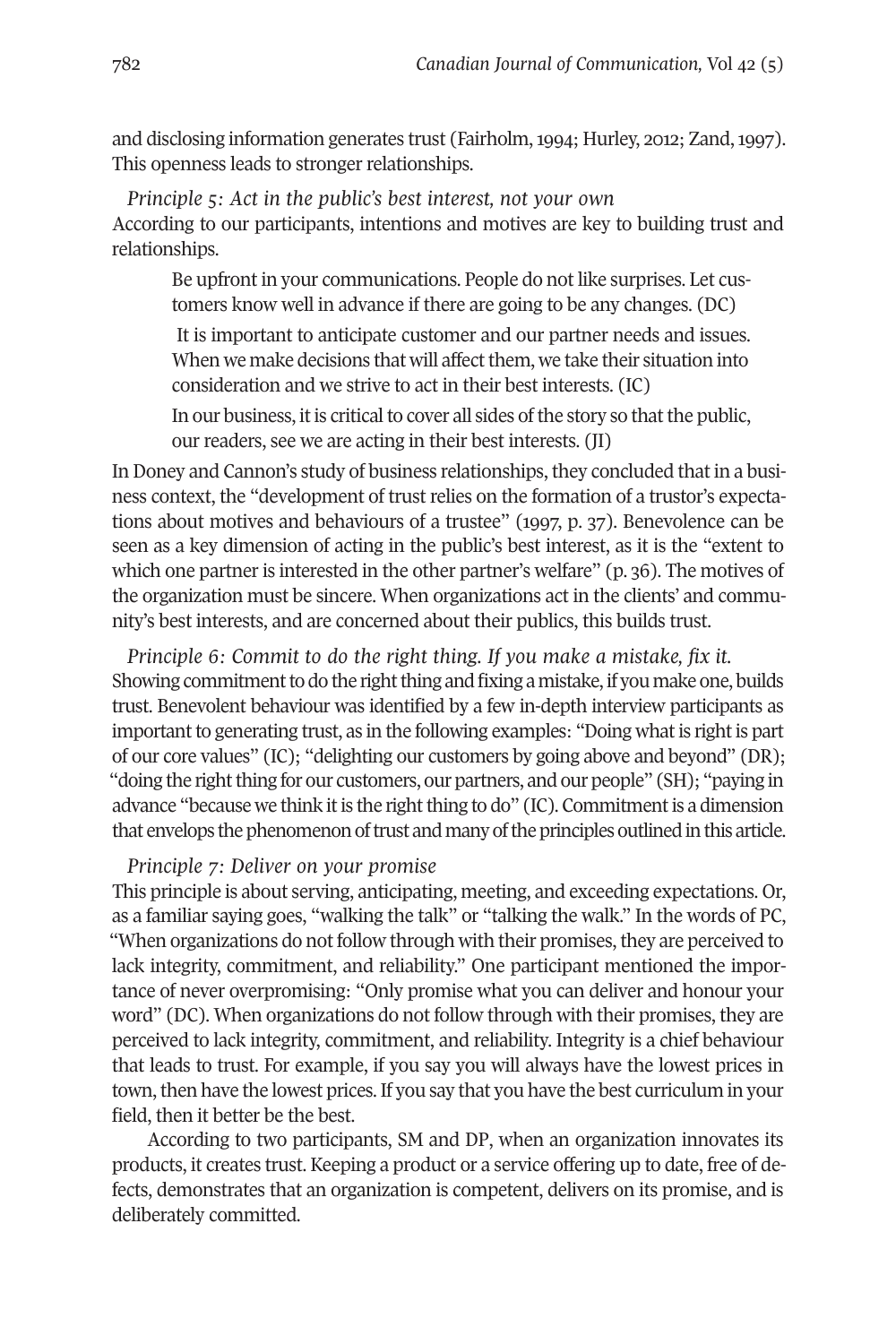and disclosing information generates trust (Fairholm, 1994; Hurley, 2012; Zand, 1997). This openness leads to stronger relationships.

*Principle 5: Act in the public's best interest, not your own*

According to our participants, intentions and motives are key to building trust and relationships.

> Be upfront in your communications. People do not like surprises. Let customers know well in advance if there are going to be any changes. (DC)
>
> It is important to anticipate customer and our partner needs and issues. When we make decisions that will affect them, we take their situation into consideration and we strive to act in their best interests. (IC)
>
> In our business, it is critical to cover all sides of the story so that the public, our readers, see we are acting in their best interests. (JI)

In Doney and Cannon's study of business relationships, they concluded that in a business context, the "development of trust relies on the formation of a trustor's expectations about motives and behaviours of a trustee" (1997, p. 37). Benevolence can be seen as a key dimension of acting in the public's best interest, as it is the "extent to which one partner is interested in the other partner's welfare" (p. 36). The motives of the organization must be sincere. When organizations act in the clients' and community's best interests, and are concerned about their publics, this builds trust.

*Principle 6: Commit to do the right thing. If you make a mistake, fix it.*

Showing commitment to do the right thing and fixing a mistake, if you make one, builds trust. Benevolent behaviour was identified by a few in-depth interview participants as important to generating trust, as in the following examples: "Doing what is right is part of our core values" (IC); "delighting our customers by going above and beyond" (DR); "doing the right thing for our customers, our partners, and our people" (SH); "paying in advance "because we think it is the right thing to do" (IC). Commitment is a dimension that envelops the phenomenon of trust and many of the principles outlined in this article.

*Principle 7: Deliver on your promise*

This principle is about serving, anticipating, meeting, and exceeding expectations. Or, as a familiar saying goes, "walking the talk" or "talking the walk." In the words of PC, "When organizations do not follow through with their promises, they are perceived to lack integrity, commitment, and reliability." One participant mentioned the importance of never overpromising: "Only promise what you can deliver and honour your word" (DC). When organizations do not follow through with their promises, they are perceived to lack integrity, commitment, and reliability. Integrity is a chief behaviour that leads to trust. For example, if you say you will always have the lowest prices in town, then have the lowest prices. If you say that you have the best curriculum in your field, then it better be the best.

According to two participants, SM and DP, when an organization innovates its products, it creates trust. Keeping a product or a service offering up to date, free of defects, demonstrates that an organization is competent, delivers on its promise, and is deliberately committed.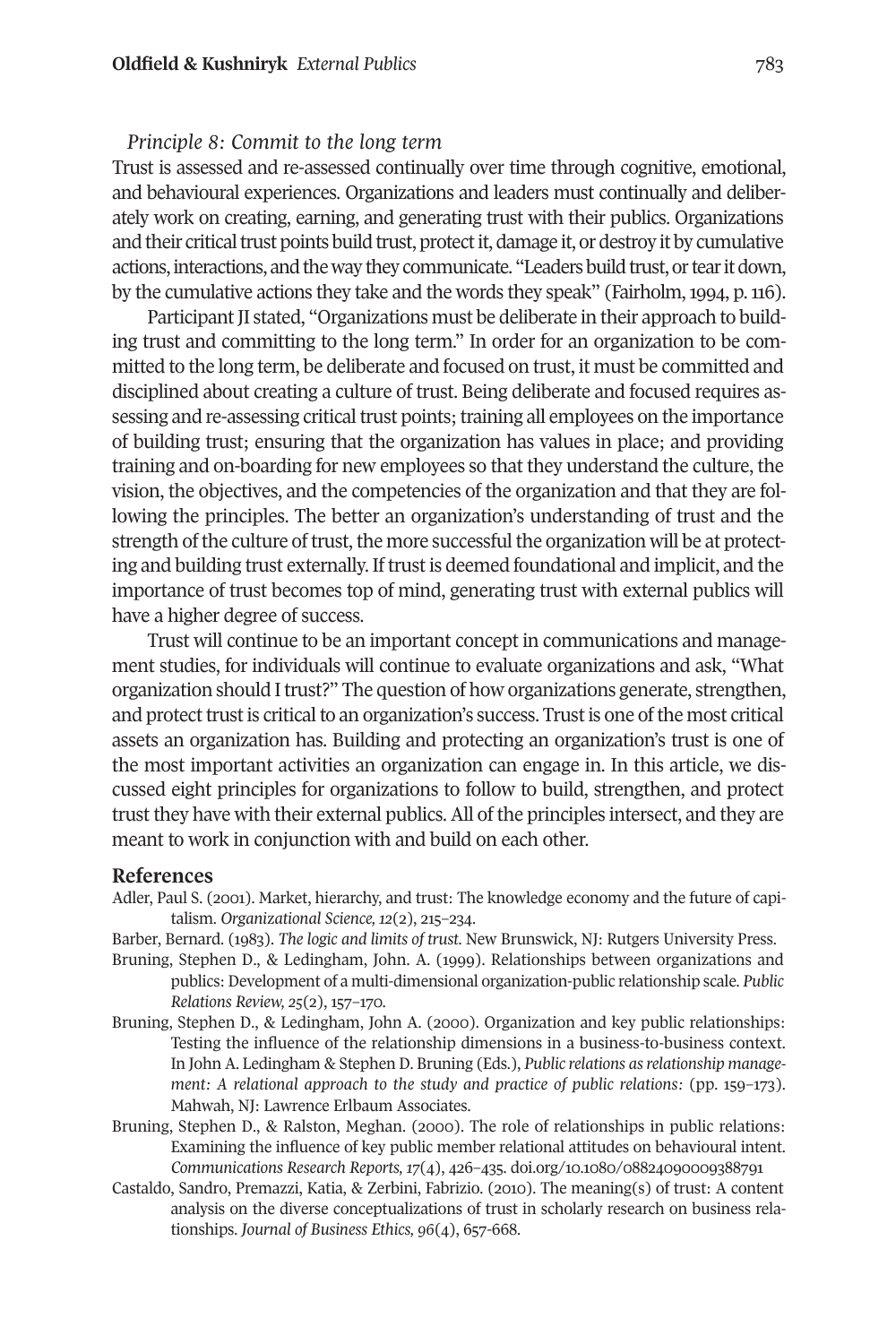*Principle 8: Commit to the long term*

Trust is assessed and re-assessed continually over time through cognitive, emotional, and behavioural experiences. Organizations and leaders must continually and deliberately work on creating, earning, and generating trust with their publics. Organizations and their critical trust points build trust, protect it, damage it, or destroy it by cumulative actions, interactions, and the way they communicate. "Leaders build trust, or tear it down, by the cumulative actions they take and the words they speak" (Fairholm, 1994, p. 116).

Participant JI stated, "Organizations must be deliberate in their approach to building trust and committing to the long term." In order for an organization to be committed to the long term, be deliberate and focused on trust, it must be committed and disciplined about creating a culture of trust. Being deliberate and focused requires assessing and re-assessing critical trust points; training all employees on the importance of building trust; ensuring that the organization has values in place; and providing training and on-boarding for new employees so that they understand the culture, the vision, the objectives, and the competencies of the organization and that they are following the principles. The better an organization's understanding of trust and the strength of the culture of trust, the more successful the organization will be at protecting and building trust externally. If trust is deemed foundational and implicit, and the importance of trust becomes top of mind, generating trust with external publics will have a higher degree of success.

Trust will continue to be an important concept in communications and management studies, for individuals will continue to evaluate organizations and ask, "What organization should I trust?" The question of how organizations generate, strengthen, and protect trust is critical to an organization's success. Trust is one of the most critical assets an organization has. Building and protecting an organization's trust is one of the most important activities an organization can engage in. In this article, we discussed eight principles for organizations to follow to build, strengthen, and protect trust they have with their external publics. All of the principles intersect, and they are meant to work in conjunction with and build on each other.

## References

Adler, Paul S. (2001). Market, hierarchy, and trust: The knowledge economy and the future of capitalism. *Organizational Science, 12*(2), 215–234.

Barber, Bernard. (1983). *The logic and limits of trust*. New Brunswick, NJ: Rutgers University Press.

Bruning, Stephen D., & Ledingham, John. A. (1999). Relationships between organizations and publics: Development of a multi-dimensional organization-public relationship scale. *Public Relations Review, 25*(2), 157–170.

Bruning, Stephen D., & Ledingham, John A. (2000). Organization and key public relationships: Testing the influence of the relationship dimensions in a business-to-business context. In John A. Ledingham & Stephen D. Bruning (Eds.), *Public relations as relationship management: A relational approach to the study and practice of public relations:* (pp. 159–173). Mahwah, NJ: Lawrence Erlbaum Associates.

Bruning, Stephen D., & Ralston, Meghan. (2000). The role of relationships in public relations: Examining the influence of key public member relational attitudes on behavioural intent. *Communications Research Reports, 17*(4), 426–435. doi.org/10.1080/08824090009388791

Castaldo, Sandro, Premazzi, Katia, & Zerbini, Fabrizio. (2010). The meaning(s) of trust: A content analysis on the diverse conceptualizations of trust in scholarly research on business relationships. *Journal of Business Ethics, 96*(4), 657-668.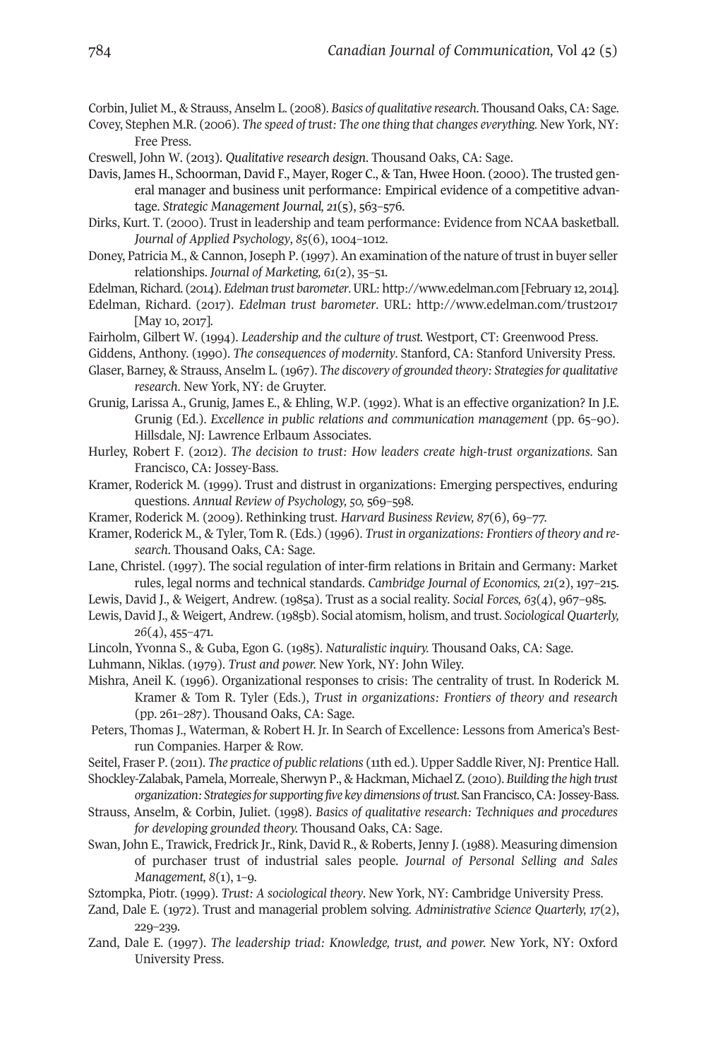Corbin, Juliet M., & Strauss, Anselm L. (2008). *Basics of qualitative research*. Thousand Oaks, CA: Sage.

Covey, Stephen M.R. (2006). *The speed of trust: The one thing that changes everything*. New York, NY: Free Press.

Creswell, John W. (2013). *Qualitative research design*. Thousand Oaks, CA: Sage.

Davis, James H., Schoorman, David F., Mayer, Roger C., & Tan, Hwee Hoon. (2000). The trusted general manager and business unit performance: Empirical evidence of a competitive advantage. *Strategic Management Journal, 21*(5), 563–576.

Dirks, Kurt. T. (2000). Trust in leadership and team performance: Evidence from NCAA basketball. *Journal of Applied Psychology*, *85*(6), 1004–1012.

Doney, Patricia M., & Cannon, Joseph P. (1997). An examination of the nature of trust in buyer seller relationships. *Journal of Marketing, 61*(2), 35–51.

Edelman, Richard. (2014). *Edelman trust barometer*. URL: http://www.edelman.com [February 12, 2014].

Edelman, Richard. (2017). *Edelman trust barometer*. URL: http://www.edelman.com/trust2017 [May 10, 2017].

Fairholm, Gilbert W. (1994). *Leadership and the culture of trust.* Westport, CT: Greenwood Press.

Giddens, Anthony. (1990). *The consequences of modernity*. Stanford, CA: Stanford University Press.

Glaser, Barney, & Strauss, Anselm L. (1967). *The discovery of grounded theory: Strategies for qualitative research*. New York, NY: de Gruyter.

Grunig, Larissa A., Grunig, James E., & Ehling, W.P. (1992). What is an effective organization? In J.E. Grunig (Ed.). *Excellence in public relations and communication management* (pp. 65–90). Hillsdale, NJ: Lawrence Erlbaum Associates.

Hurley, Robert F. (2012). *The decision to trust: How leaders create high-trust organizations*. San Francisco, CA: Jossey-Bass.

Kramer, Roderick M. (1999). Trust and distrust in organizations: Emerging perspectives, enduring questions. *Annual Review of Psychology, 50,* 569–598.

Kramer, Roderick M. (2009). Rethinking trust. *Harvard Business Review, 87*(6), 69–77.

Kramer, Roderick M., & Tyler, Tom R. (Eds.) (1996). *Trust in organizations: Frontiers of theory and research.* Thousand Oaks, CA: Sage.

Lane, Christel. (1997). The social regulation of inter-firm relations in Britain and Germany: Market rules, legal norms and technical standards. *Cambridge Journal of Economics, 21*(2), 197–215.

Lewis, David J., & Weigert, Andrew. (1985a). Trust as a social reality. *Social Forces, 63*(4), 967–985.

Lewis, David J., & Weigert, Andrew. (1985b). Social atomism, holism, and trust. *Sociological Quarterly, 26*(4), 455–471.

Lincoln, Yvonna S., & Guba, Egon G. (1985). *Naturalistic inquiry.* Thousand Oaks, CA: Sage.

Luhmann, Niklas. (1979). *Trust and power.* New York, NY: John Wiley.

Mishra, Aneil K. (1996). Organizational responses to crisis: The centrality of trust. In Roderick M. Kramer & Tom R. Tyler (Eds.), *Trust in organizations: Frontiers of theory and research* (pp. 261–287). Thousand Oaks, CA: Sage.

Peters, Thomas J., Waterman, & Robert H. Jr. In Search of Excellence: Lessons from America's Best-run Companies. Harper & Row.

Seitel, Fraser P. (2011). *The practice of public relations* (11th ed.). Upper Saddle River, NJ: Prentice Hall.

Shockley-Zalabak, Pamela, Morreale, Sherwyn P., & Hackman, Michael Z. (2010). *Building the high trust organization: Strategies for supporting five key dimensions of trust.* San Francisco, CA: Jossey-Bass.

Strauss, Anselm, & Corbin, Juliet. (1998). *Basics of qualitative research: Techniques and procedures for developing grounded theory.* Thousand Oaks, CA: Sage.

Swan, John E., Trawick, Fredrick Jr., Rink, David R., & Roberts, Jenny J. (1988). Measuring dimension of purchaser trust of industrial sales people. *Journal of Personal Selling and Sales Management, 8*(1), 1–9.

Sztompka, Piotr. (1999). *Trust: A sociological theory*. New York, NY: Cambridge University Press.

Zand, Dale E. (1972). Trust and managerial problem solving. *Administrative Science Quarterly, 17*(2), 229–239.

Zand, Dale E. (1997). *The leadership triad: Knowledge, trust, and power.* New York, NY: Oxford University Press.